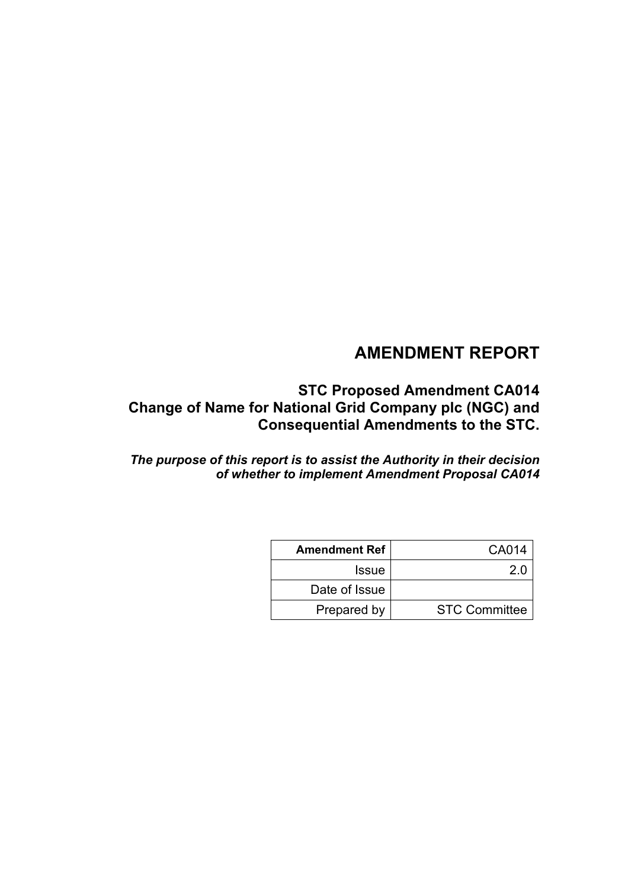# AMENDMENT REPORT

## STC Proposed Amendment CA014
## Change of Name for National Grid Company plc (NGC) and Consequential Amendments to the STC.

***The purpose of this report is to assist the Authority in their decision of whether to implement Amendment Proposal CA014***

| **Amendment Ref** | CA014 |
| ---: | ---: |
| Issue | 2.0 |
| Date of Issue | |
| Prepared by | STC Committee |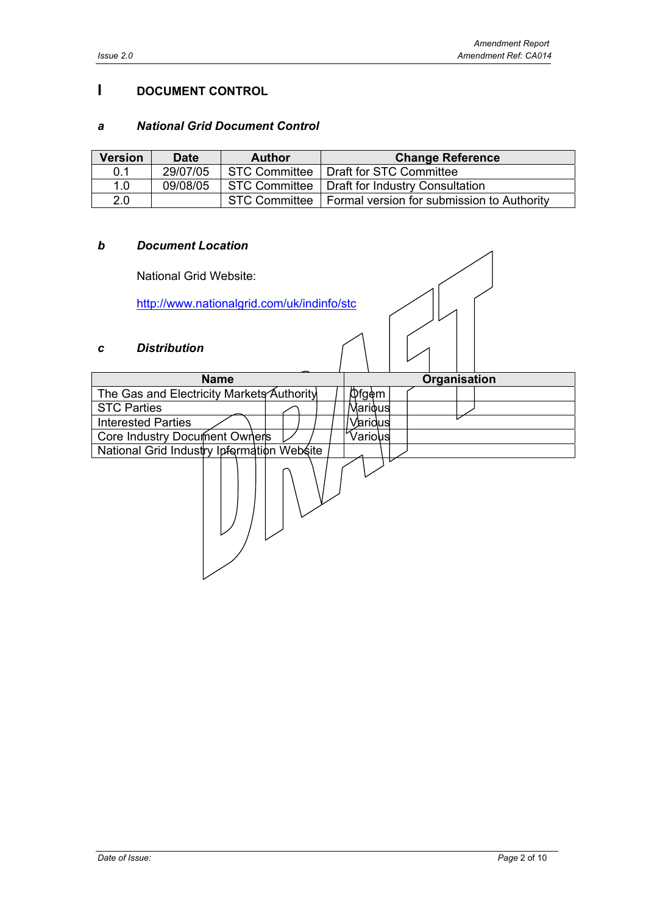# I DOCUMENT CONTROL

## a National Grid Document Control

| Version | Date | Author | Change Reference |
|---|---|---|---|
| 0.1 | 29/07/05 | STC Committee | Draft for STC Committee |
| 1.0 | 09/08/05 | STC Committee | Draft for Industry Consultation |
| 2.0 | | STC Committee | Formal version for submission to Authority |

## b Document Location

National Grid Website:

http://www.nationalgrid.com/uk/indinfo/stc

## c Distribution

| Name | Organisation |
|---|---|
| The Gas and Electricity Markets Authority | Ofgem |
| STC Parties | Various |
| Interested Parties | Various |
| Core Industry Document Owners | Various |
| National Grid Industry Information Website | |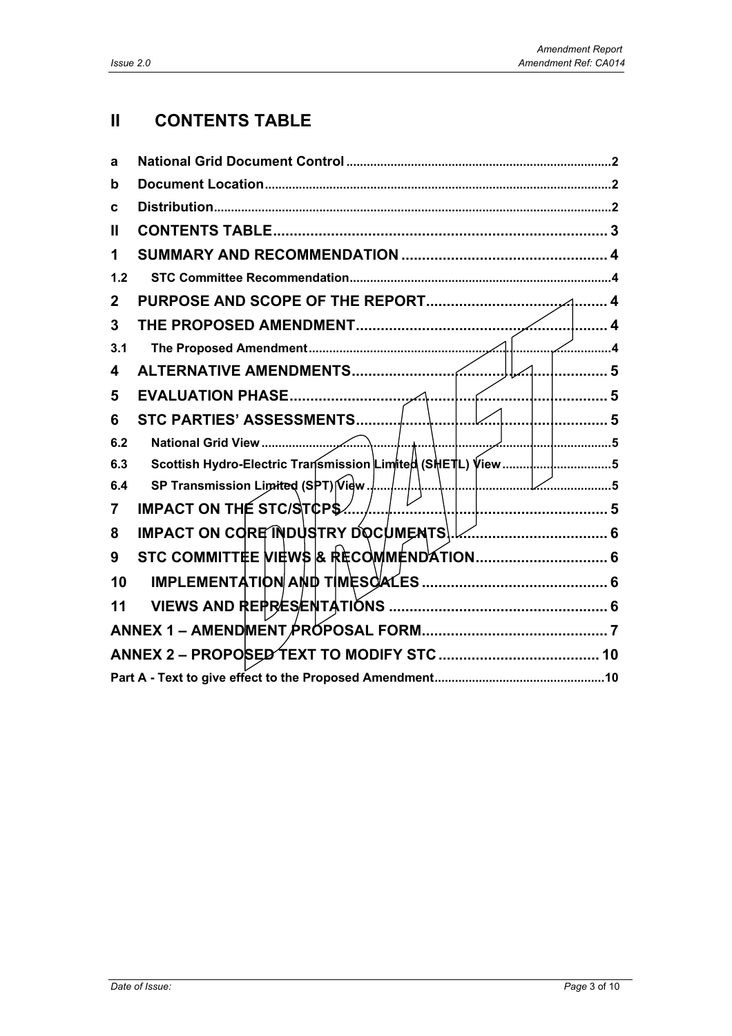# II CONTENTS TABLE

| | | |
|---|---|---|
| a | National Grid Document Control | 2 |
| b | Document Location | 2 |
| c | Distribution | 2 |
| II | CONTENTS TABLE | 3 |
| 1 | SUMMARY AND RECOMMENDATION | 4 |
| 1.2 | STC Committee Recommendation | 4 |
| 2 | PURPOSE AND SCOPE OF THE REPORT | 4 |
| 3 | THE PROPOSED AMENDMENT | 4 |
| 3.1 | The Proposed Amendment | 4 |
| 4 | ALTERNATIVE AMENDMENTS | 5 |
| 5 | EVALUATION PHASE | 5 |
| 6 | STC PARTIES' ASSESSMENTS | 5 |
| 6.2 | National Grid View | 5 |
| 6.3 | Scottish Hydro-Electric Transmission Limited (SHETL) View | 5 |
| 6.4 | SP Transmission Limited (SPT) View | 5 |
| 7 | IMPACT ON THE STC/STCPS | 5 |
| 8 | IMPACT ON CORE INDUSTRY DOCUMENTS | 6 |
| 9 | STC COMMITTEE VIEWS & RECOMMENDATION | 6 |
| 10 | IMPLEMENTATION AND TIMESCALES | 6 |
| 11 | VIEWS AND REPRESENTATIONS | 6 |
| | ANNEX 1 – AMENDMENT PROPOSAL FORM | 7 |
| | ANNEX 2 – PROPOSED TEXT TO MODIFY STC | 10 |
| | Part A - Text to give effect to the Proposed Amendment | 10 |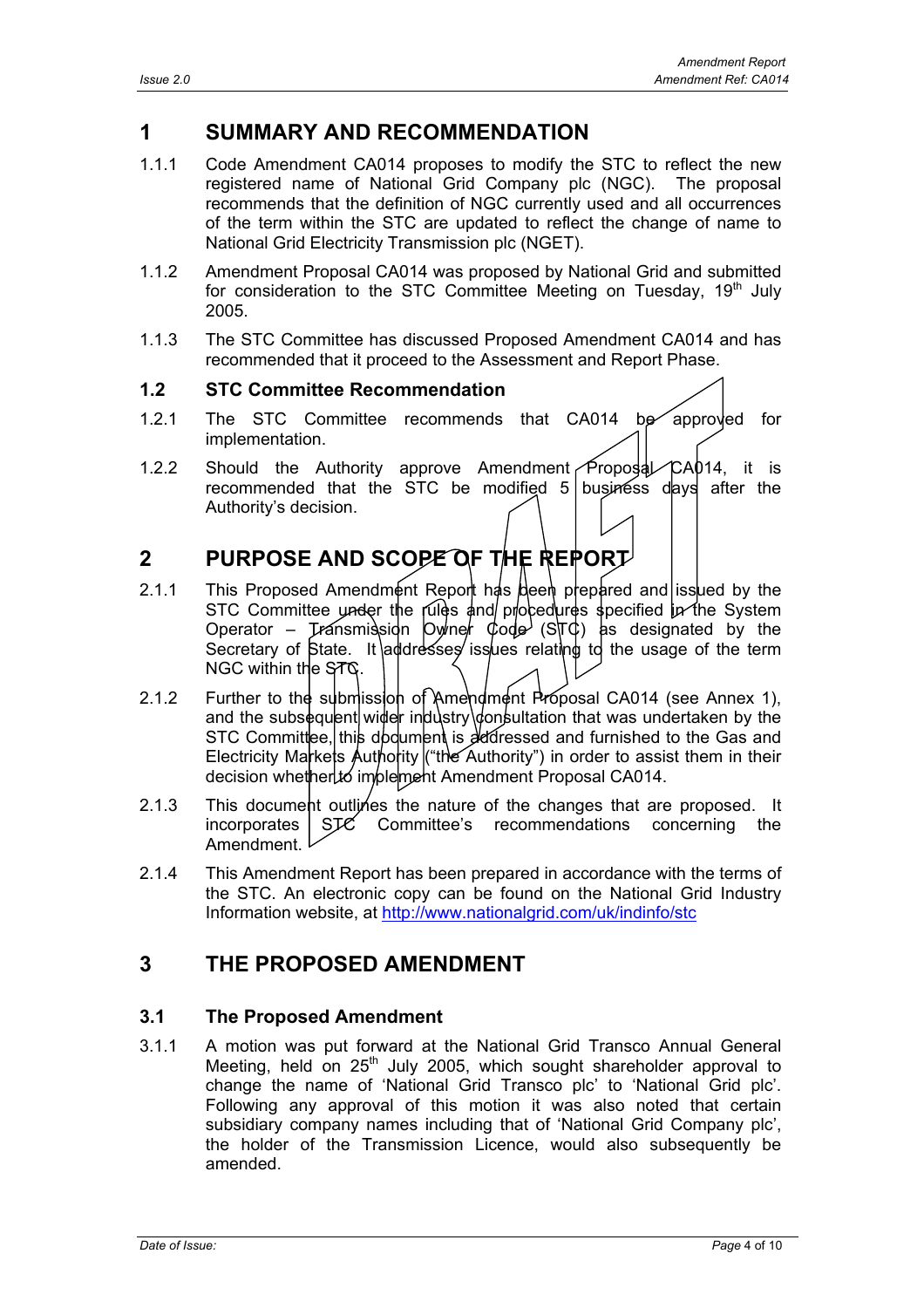# 1 SUMMARY AND RECOMMENDATION

1.1.1 Code Amendment CA014 proposes to modify the STC to reflect the new registered name of National Grid Company plc (NGC). The proposal recommends that the definition of NGC currently used and all occurrences of the term within the STC are updated to reflect the change of name to National Grid Electricity Transmission plc (NGET).

1.1.2 Amendment Proposal CA014 was proposed by National Grid and submitted for consideration to the STC Committee Meeting on Tuesday, 19th July 2005.

1.1.3 The STC Committee has discussed Proposed Amendment CA014 and has recommended that it proceed to the Assessment and Report Phase.

## 1.2 STC Committee Recommendation

1.2.1 The STC Committee recommends that CA014 be approved for implementation.

1.2.2 Should the Authority approve Amendment Proposal CA014, it is recommended that the STC be modified 5 business days after the Authority's decision.

# 2 PURPOSE AND SCOPE OF THE REPORT

2.1.1 This Proposed Amendment Report has been prepared and issued by the STC Committee under the rules and procedures specified in the System Operator – Transmission Owner Code (STC) as designated by the Secretary of State. It addresses issues relating to the usage of the term NGC within the STC.

2.1.2 Further to the submission of Amendment Proposal CA014 (see Annex 1), and the subsequent wider industry consultation that was undertaken by the STC Committee, this document is addressed and furnished to the Gas and Electricity Markets Authority ("the Authority") in order to assist them in their decision whether to implement Amendment Proposal CA014.

2.1.3 This document outlines the nature of the changes that are proposed. It incorporates STC Committee's recommendations concerning the Amendment.

2.1.4 This Amendment Report has been prepared in accordance with the terms of the STC. An electronic copy can be found on the National Grid Industry Information website, at http://www.nationalgrid.com/uk/indinfo/stc

# 3 THE PROPOSED AMENDMENT

## 3.1 The Proposed Amendment

3.1.1 A motion was put forward at the National Grid Transco Annual General Meeting, held on 25th July 2005, which sought shareholder approval to change the name of 'National Grid Transco plc' to 'National Grid plc'. Following any approval of this motion it was also noted that certain subsidiary company names including that of 'National Grid Company plc', the holder of the Transmission Licence, would also subsequently be amended.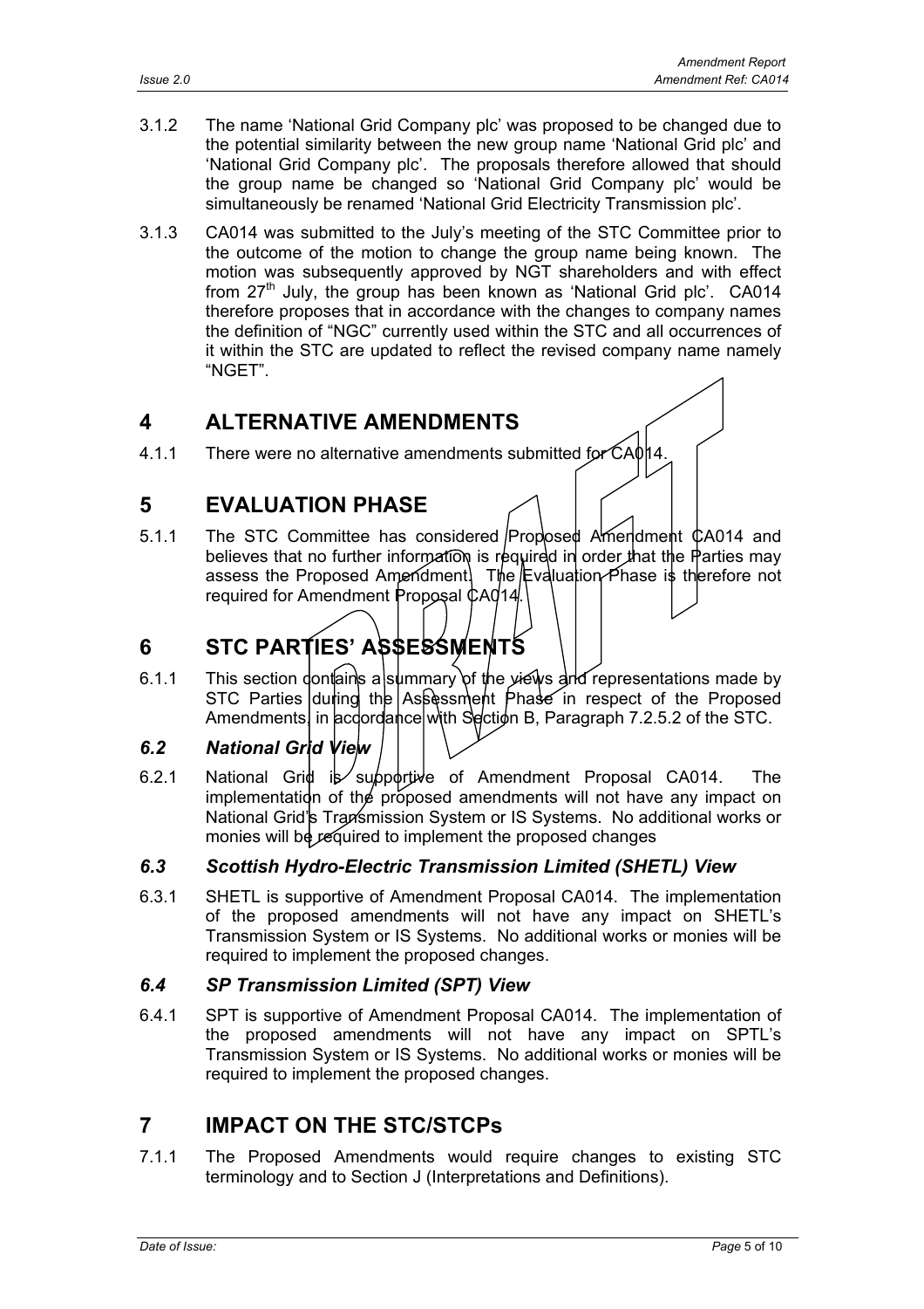3.1.2 The name 'National Grid Company plc' was proposed to be changed due to the potential similarity between the new group name 'National Grid plc' and 'National Grid Company plc'. The proposals therefore allowed that should the group name be changed so 'National Grid Company plc' would be simultaneously be renamed 'National Grid Electricity Transmission plc'.

3.1.3 CA014 was submitted to the July's meeting of the STC Committee prior to the outcome of the motion to change the group name being known. The motion was subsequently approved by NGT shareholders and with effect from 27th July, the group has been known as 'National Grid plc'. CA014 therefore proposes that in accordance with the changes to company names the definition of "NGC" currently used within the STC and all occurrences of it within the STC are updated to reflect the revised company name namely "NGET".

# 4 ALTERNATIVE AMENDMENTS

4.1.1 There were no alternative amendments submitted for CA014.

# 5 EVALUATION PHASE

5.1.1 The STC Committee has considered Proposed Amendment CA014 and believes that no further information is required in order that the Parties may assess the Proposed Amendment. The Evaluation Phase is therefore not required for Amendment Proposal CA014.

# 6 STC PARTIES' ASSESSMENTS

6.1.1 This section contains a summary of the views and representations made by STC Parties during the Assessment Phase in respect of the Proposed Amendments, in accordance with Section B, Paragraph 7.2.5.2 of the STC.

### *6.2 National Grid View*

6.2.1 National Grid is supportive of Amendment Proposal CA014. The implementation of the proposed amendments will not have any impact on National Grid's Transmission System or IS Systems. No additional works or monies will be required to implement the proposed changes

### *6.3 Scottish Hydro-Electric Transmission Limited (SHETL) View*

6.3.1 SHETL is supportive of Amendment Proposal CA014. The implementation of the proposed amendments will not have any impact on SHETL's Transmission System or IS Systems. No additional works or monies will be required to implement the proposed changes.

### *6.4 SP Transmission Limited (SPT) View*

6.4.1 SPT is supportive of Amendment Proposal CA014. The implementation of the proposed amendments will not have any impact on SPTL's Transmission System or IS Systems. No additional works or monies will be required to implement the proposed changes.

# 7 IMPACT ON THE STC/STCPs

7.1.1 The Proposed Amendments would require changes to existing STC terminology and to Section J (Interpretations and Definitions).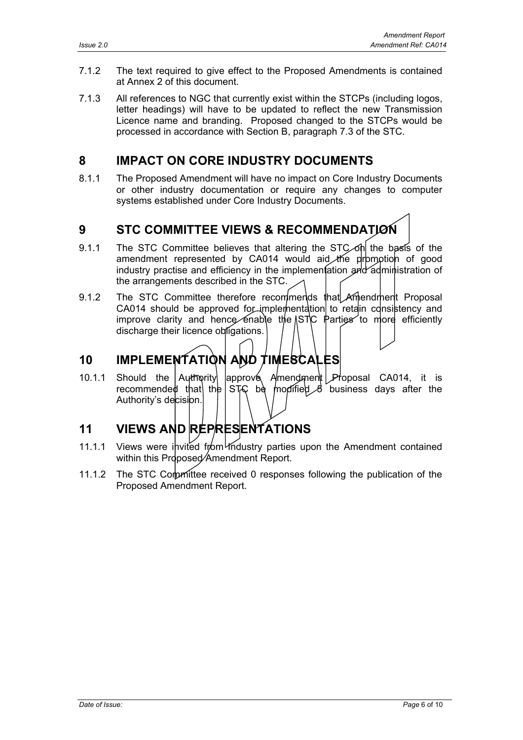7.1.2 The text required to give effect to the Proposed Amendments is contained at Annex 2 of this document.

7.1.3 All references to NGC that currently exist within the STCPs (including logos, letter headings) will have to be updated to reflect the new Transmission Licence name and branding. Proposed changed to the STCPs would be processed in accordance with Section B, paragraph 7.3 of the STC.

# 8 IMPACT ON CORE INDUSTRY DOCUMENTS

8.1.1 The Proposed Amendment will have no impact on Core Industry Documents or other industry documentation or require any changes to computer systems established under Core Industry Documents.

# 9 STC COMMITTEE VIEWS & RECOMMENDATION

9.1.1 The STC Committee believes that altering the STC on the basis of the amendment represented by CA014 would aid the promotion of good industry practise and efficiency in the implementation and administration of the arrangements described in the STC.

9.1.2 The STC Committee therefore recommends that Amendment Proposal CA014 should be approved for implementation to retain consistency and improve clarity and hence enable the STC Parties to more efficiently discharge their licence obligations.

# 10 IMPLEMENTATION AND TIMESCALES

10.1.1 Should the Authority approve Amendment Proposal CA014, it is recommended that the STC be modified 5 business days after the Authority's decision.

# 11 VIEWS AND REPRESENTATIONS

11.1.1 Views were invited from industry parties upon the Amendment contained within this Proposed Amendment Report.

11.1.2 The STC Committee received 0 responses following the publication of the Proposed Amendment Report.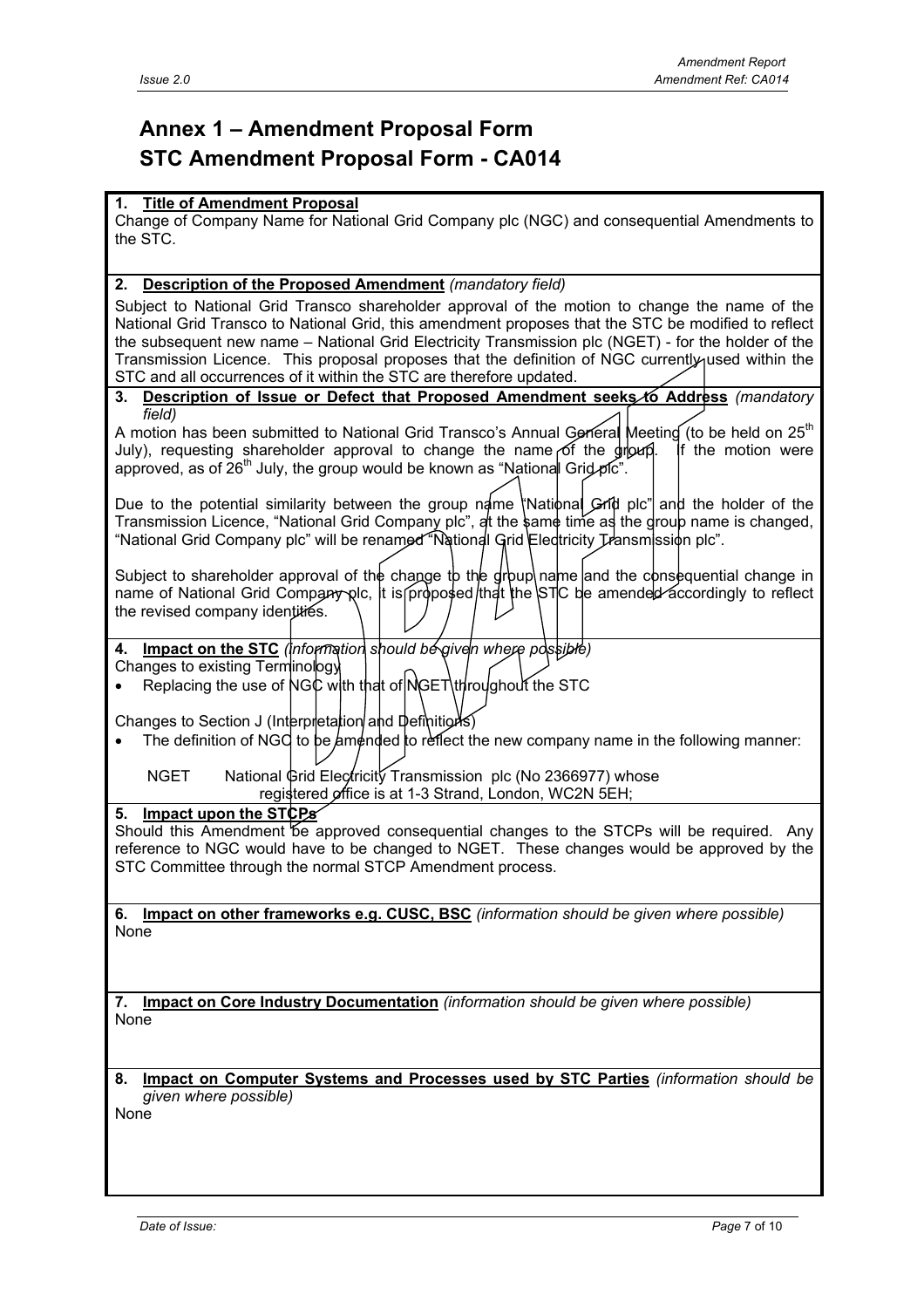# Annex 1 – Amendment Proposal Form

# STC Amendment Proposal Form - CA014

**1. Title of Amendment Proposal**

Change of Company Name for National Grid Company plc (NGC) and consequential Amendments to the STC.

**2. Description of the Proposed Amendment** *(mandatory field)*

Subject to National Grid Transco shareholder approval of the motion to change the name of the National Grid Transco to National Grid, this amendment proposes that the STC be modified to reflect the subsequent new name – National Grid Electricity Transmission plc (NGET) - for the holder of the Transmission Licence. This proposal proposes that the definition of NGC currently used within the STC and all occurrences of it within the STC are therefore updated.

**3. Description of Issue or Defect that Proposed Amendment seeks to Address** *(mandatory field)*

A motion has been submitted to National Grid Transco's Annual General Meeting (to be held on 25th July), requesting shareholder approval to change the name of the group. If the motion were approved, as of 26th July, the group would be known as "National Grid plc".

Due to the potential similarity between the group name "National Grid plc" and the holder of the Transmission Licence, "National Grid Company plc", at the same time as the group name is changed, "National Grid Company plc" will be renamed "National Grid Electricity Transmission plc".

Subject to shareholder approval of the change to the group name and the consequential change in name of National Grid Company plc, it is proposed that the STC be amended accordingly to reflect the revised company identities.

**4. Impact on the STC** *(information should be given where possible)*

Changes to existing Terminology

- Replacing the use of NGC with that of NGET throughout the STC

Changes to Section J (Interpretation and Definitions)

- The definition of NGC to be amended to reflect the new company name in the following manner:

NGET National Grid Electricity Transmission plc (No 2366977) whose registered office is at 1-3 Strand, London, WC2N 5EH;

**5. Impact upon the STCPs**

Should this Amendment be approved consequential changes to the STCPs will be required. Any reference to NGC would have to be changed to NGET. These changes would be approved by the STC Committee through the normal STCP Amendment process.

**6. Impact on other frameworks e.g. CUSC, BSC** *(information should be given where possible)*

None

**7. Impact on Core Industry Documentation** *(information should be given where possible)*

None

**8. Impact on Computer Systems and Processes used by STC Parties** *(information should be given where possible)*

None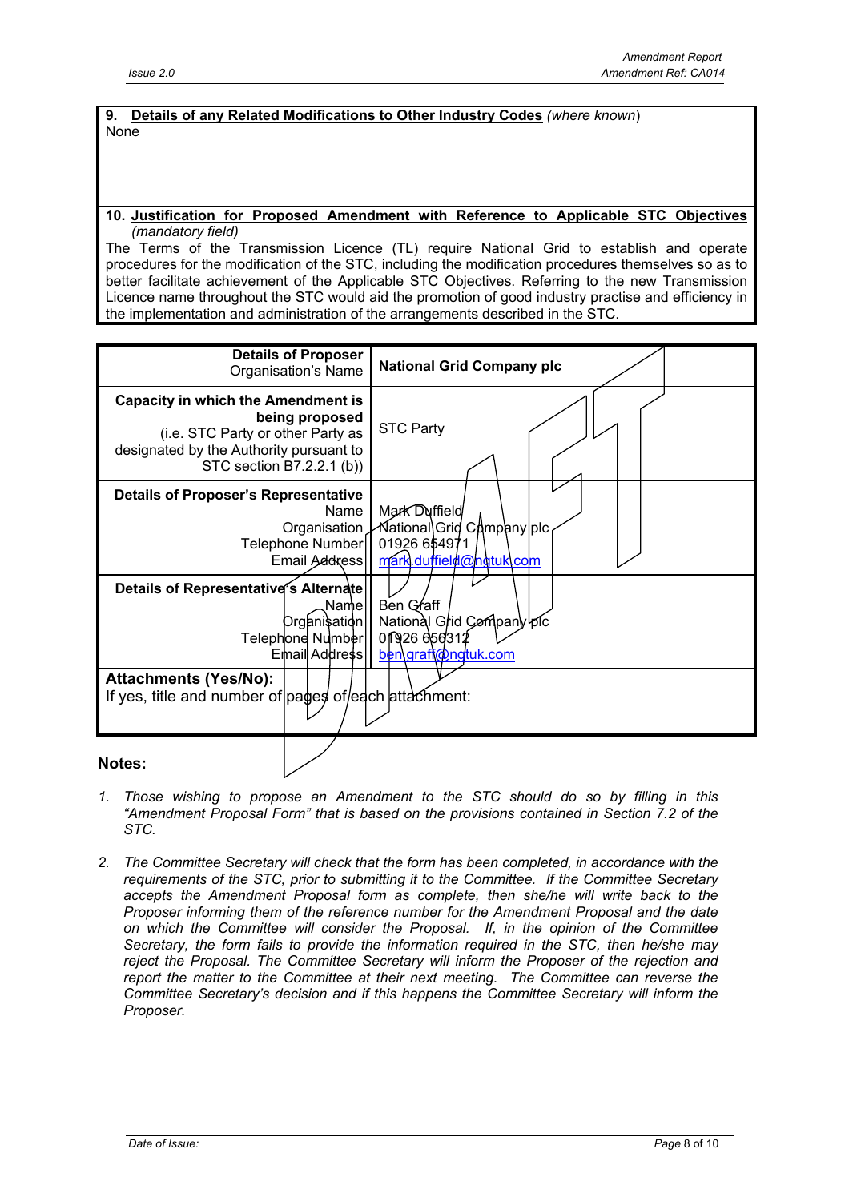| **9. Details of any Related Modifications to Other Industry Codes** *(where known)* |
|---|
| None |

| **10. Justification for Proposed Amendment with Reference to Applicable STC Objectives** *(mandatory field)* |
|---|
| The Terms of the Transmission Licence (TL) require National Grid to establish and operate procedures for the modification of the STC, including the modification procedures themselves so as to better facilitate achievement of the Applicable STC Objectives. Referring to the new Transmission Licence name throughout the STC would aid the promotion of good industry practise and efficiency in the implementation and administration of the arrangements described in the STC. |

| | |
|---|---|
| **Details of Proposer** Organisation's Name | **National Grid Company plc** |
| **Capacity in which the Amendment is being proposed** (i.e. STC Party or other Party as designated by the Authority pursuant to STC section B7.2.2.1 (b)) | STC Party |
| **Details of Proposer's Representative** Name Organisation Telephone Number Email Address | Mark Duffield National Grid Company plc 01926 654971 mark.duffield@ngtuk.com |
| **Details of Representative's Alternate** Name Organisation Telephone Number Email Address | Ben Graff National Grid Company plc 01926 656312 ben.graff@ngtuk.com |
| **Attachments (Yes/No):** If yes, title and number of pages of each attachment: | |

**Notes:**

1. *Those wishing to propose an Amendment to the STC should do so by filling in this "Amendment Proposal Form" that is based on the provisions contained in Section 7.2 of the STC.*

2. *The Committee Secretary will check that the form has been completed, in accordance with the requirements of the STC, prior to submitting it to the Committee. If the Committee Secretary accepts the Amendment Proposal form as complete, then she/he will write back to the Proposer informing them of the reference number for the Amendment Proposal and the date on which the Committee will consider the Proposal. If, in the opinion of the Committee Secretary, the form fails to provide the information required in the STC, then he/she may reject the Proposal. The Committee Secretary will inform the Proposer of the rejection and report the matter to the Committee at their next meeting. The Committee can reverse the Committee Secretary's decision and if this happens the Committee Secretary will inform the Proposer.*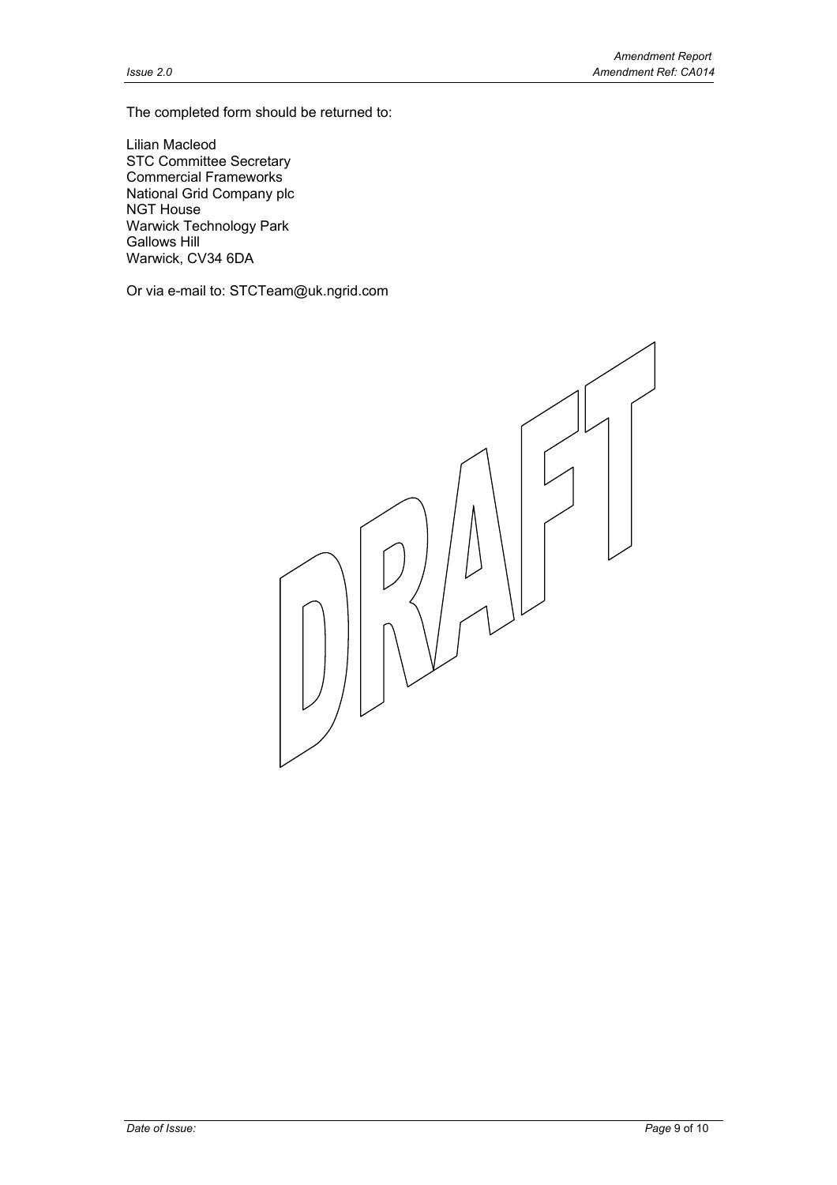The completed form should be returned to:

Lilian Macleod
STC Committee Secretary
Commercial Frameworks
National Grid Company plc
NGT House
Warwick Technology Park
Gallows Hill
Warwick, CV34 6DA

Or via e-mail to: STCTeam@uk.ngrid.com

DRAFT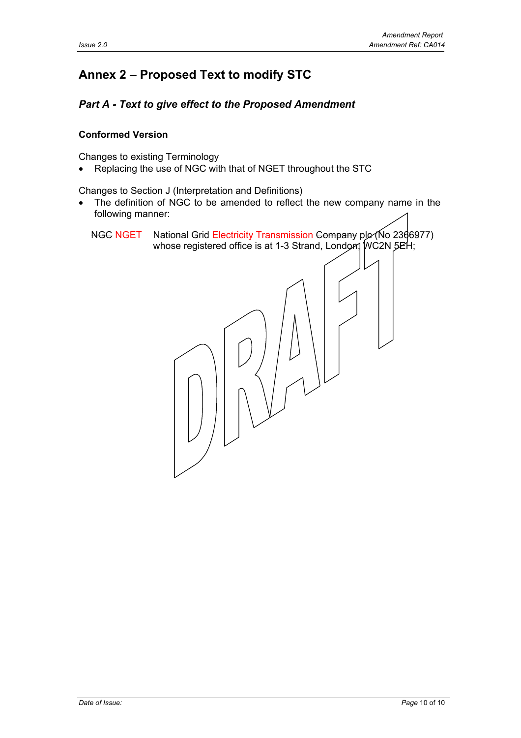# Annex 2 – Proposed Text to modify STC

## *Part A - Text to give effect to the Proposed Amendment*

### Conformed Version

Changes to existing Terminology

- Replacing the use of NGC with that of NGET throughout the STC

Changes to Section J (Interpretation and Definitions)

- The definition of NGC to be amended to reflect the new company name in the following manner:

| | |
|---|---|
| ~~NGC~~ NGET | National Grid Electricity Transmission ~~Company~~ plc (No 2366977) whose registered office is at 1-3 Strand, London, WC2N 5EH; |

DRAFT